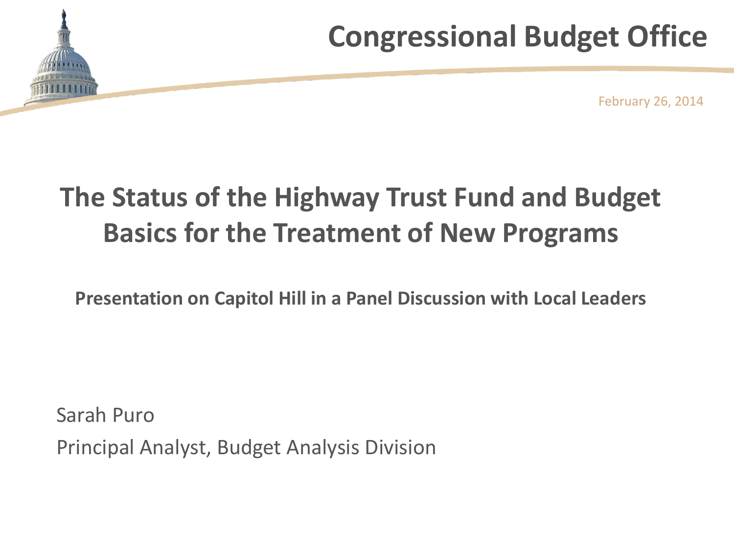Congressional Budget Office

February 26, 2014

# The Status of the Highway Trust Fund and Budget Basics for the Treatment of New Programs

**Presentation on Capitol Hill in a Panel Discussion with Local Leaders**

Sarah Puro

Principal Analyst, Budget Analysis Division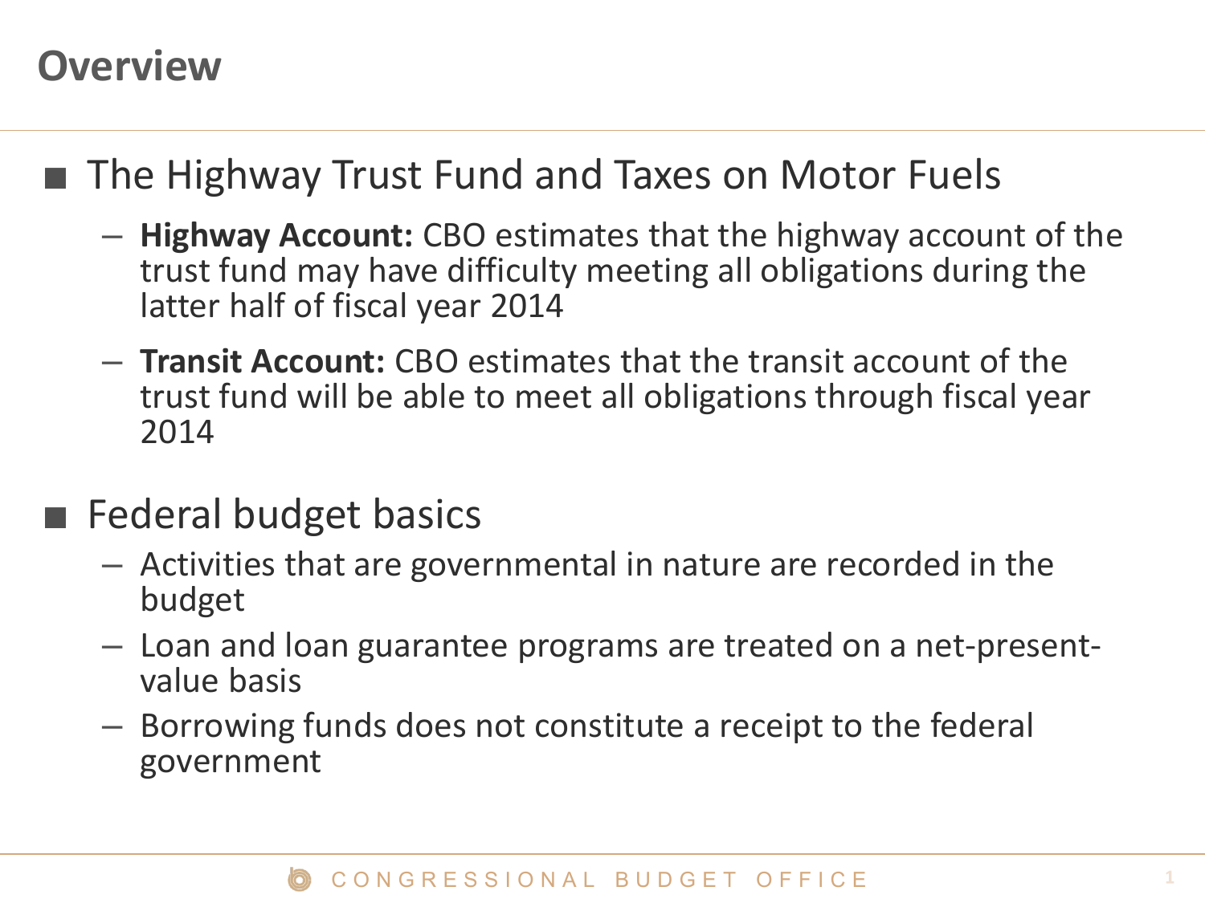# Overview

- The Highway Trust Fund and Taxes on Motor Fuels
  - **Highway Account:** CBO estimates that the highway account of the trust fund may have difficulty meeting all obligations during the latter half of fiscal year 2014
  - **Transit Account:** CBO estimates that the transit account of the trust fund will be able to meet all obligations through fiscal year 2014
- Federal budget basics
  - Activities that are governmental in nature are recorded in the budget
  - Loan and loan guarantee programs are treated on a net-present-value basis
  - Borrowing funds does not constitute a receipt to the federal government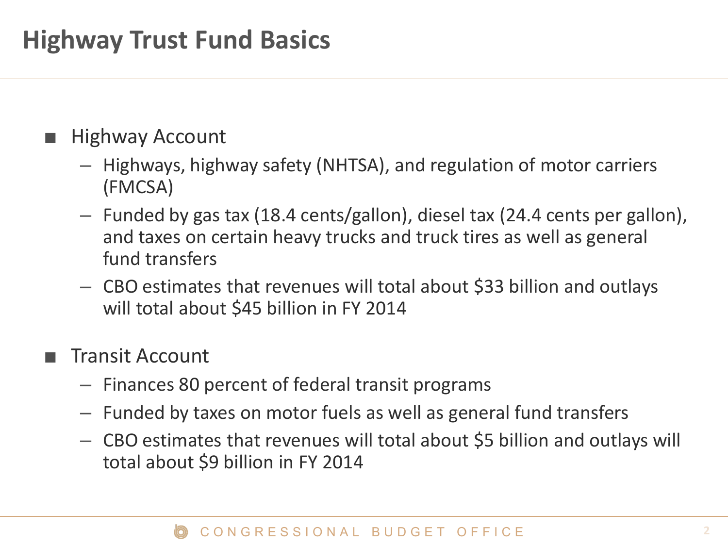# Highway Trust Fund Basics

- Highway Account
  - Highways, highway safety (NHTSA), and regulation of motor carriers (FMCSA)
  - Funded by gas tax (18.4 cents/gallon), diesel tax (24.4 cents per gallon), and taxes on certain heavy trucks and truck tires as well as general fund transfers
  - CBO estimates that revenues will total about $33 billion and outlays will total about $45 billion in FY 2014

- Transit Account
  - Finances 80 percent of federal transit programs
  - Funded by taxes on motor fuels as well as general fund transfers
  - CBO estimates that revenues will total about $5 billion and outlays will total about $9 billion in FY 2014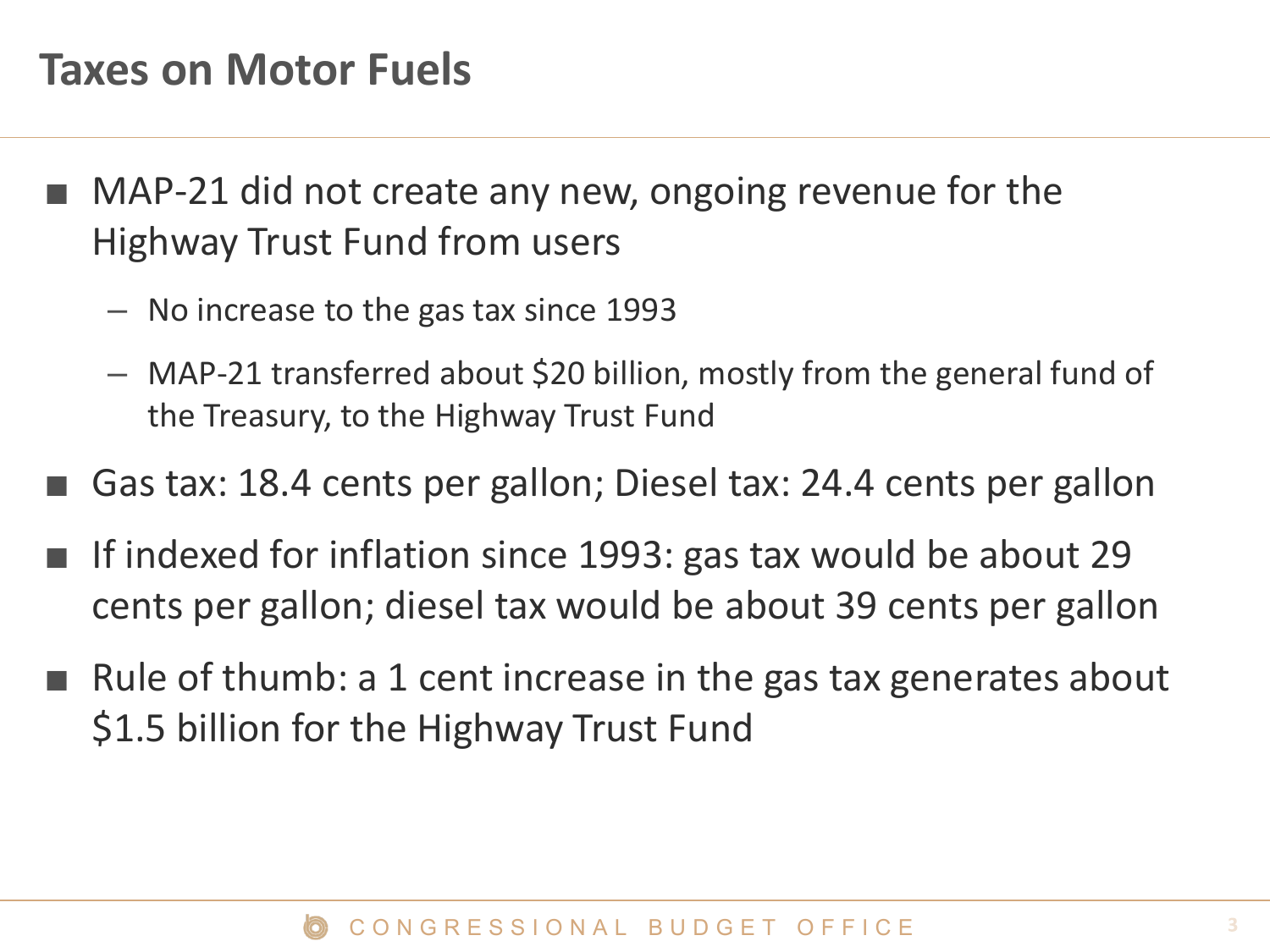# Taxes on Motor Fuels

- MAP-21 did not create any new, ongoing revenue for the Highway Trust Fund from users
  - No increase to the gas tax since 1993
  - MAP-21 transferred about $20 billion, mostly from the general fund of the Treasury, to the Highway Trust Fund
- Gas tax: 18.4 cents per gallon; Diesel tax: 24.4 cents per gallon
- If indexed for inflation since 1993: gas tax would be about 29 cents per gallon; diesel tax would be about 39 cents per gallon
- Rule of thumb: a 1 cent increase in the gas tax generates about $1.5 billion for the Highway Trust Fund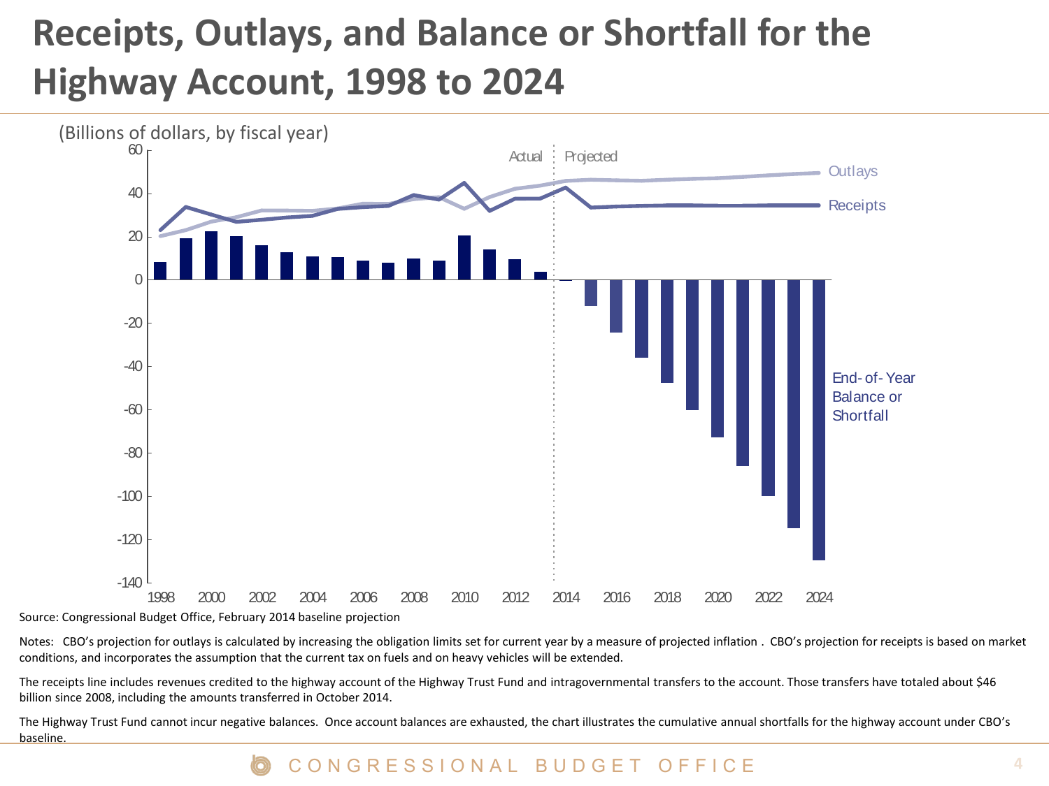# Receipts, Outlays, and Balance or Shortfall for the Highway Account, 1998 to 2024

(Billions of dollars, by fiscal year)

Actual | Projected

Outlays

Receipts

End-of-Year Balance or Shortfall

Source: Congressional Budget Office, February 2014 baseline projection

Notes: CBO's projection for outlays is calculated by increasing the obligation limits set for current year by a measure of projected inflation . CBO's projection for receipts is based on market conditions, and incorporates the assumption that the current tax on fuels and on heavy vehicles will be extended.

The receipts line includes revenues credited to the highway account of the Highway Trust Fund and intragovernmental transfers to the account. Those transfers have totaled about $46 billion since 2008, including the amounts transferred in October 2014.

The Highway Trust Fund cannot incur negative balances. Once account balances are exhausted, the chart illustrates the cumulative annual shortfalls for the highway account under CBO's baseline.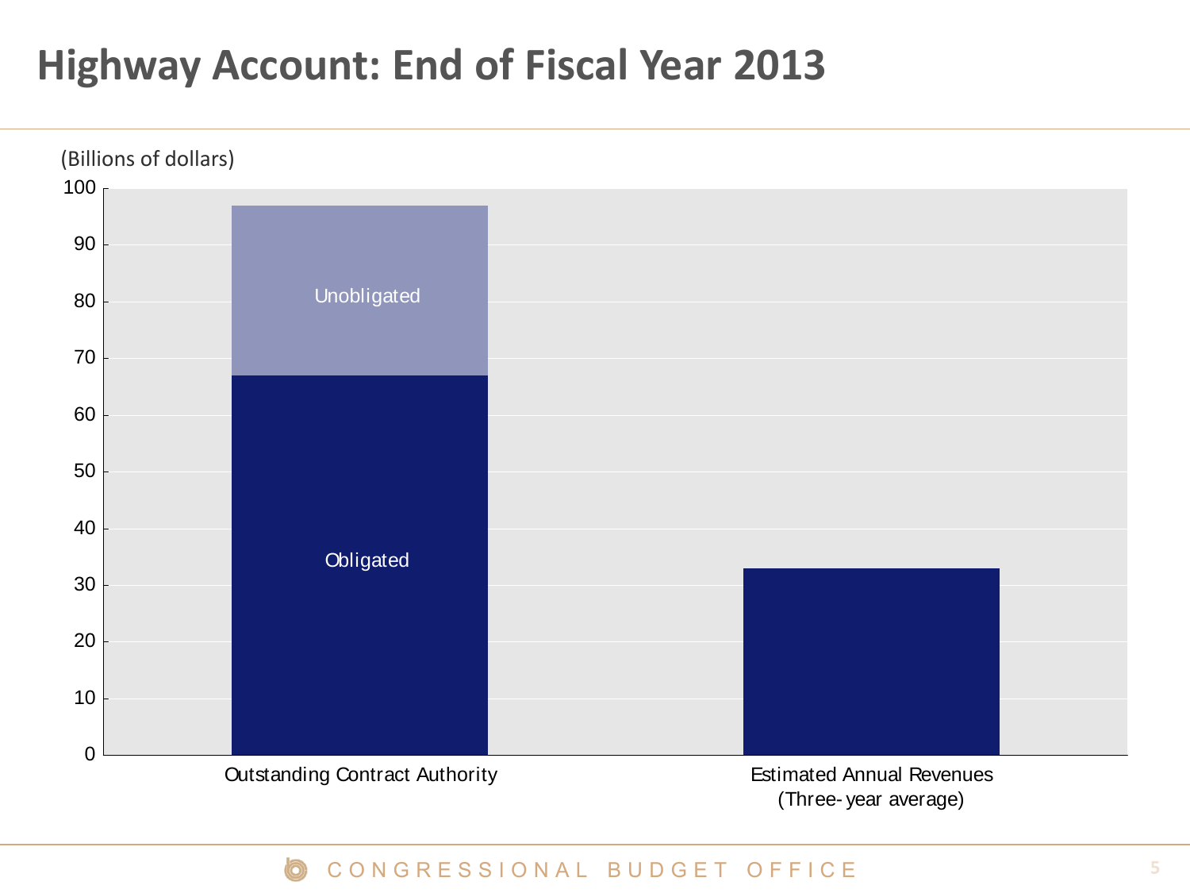# Highway Account: End of Fiscal Year 2013

(Billions of dollars)

| | Obligated | Unobligated |
| --- | --- | --- |
| Outstanding Contract Authority | 67 | 30 |
| Estimated Annual Revenues (Three- year average) | 33 | |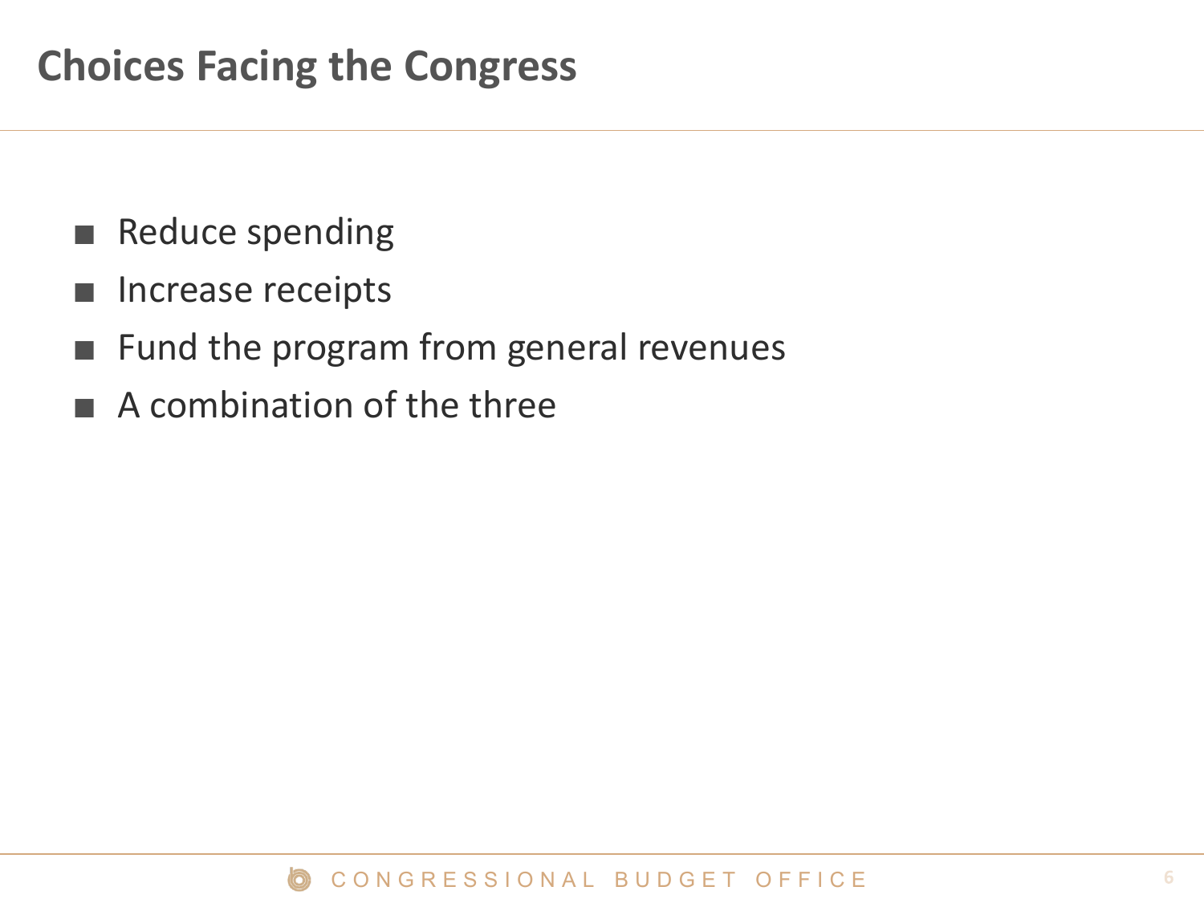# Choices Facing the Congress

- Reduce spending
- Increase receipts
- Fund the program from general revenues
- A combination of the three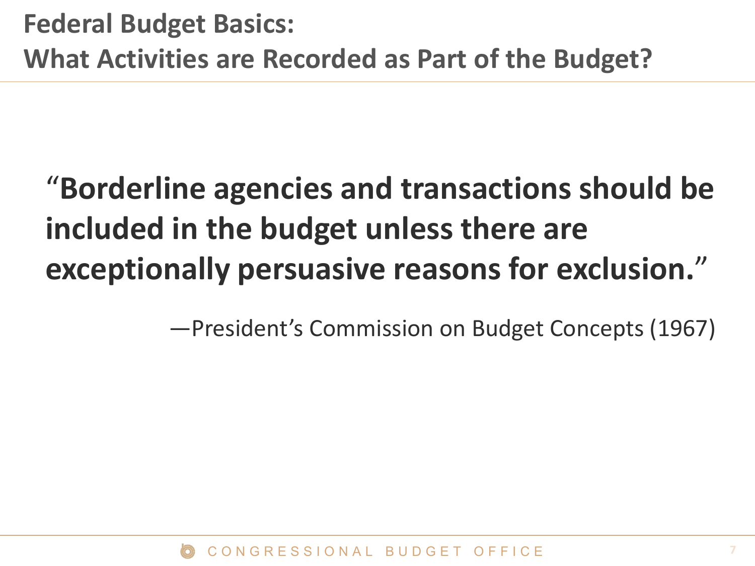# Federal Budget Basics: What Activities are Recorded as Part of the Budget?

> **"Borderline agencies and transactions should be included in the budget unless there are exceptionally persuasive reasons for exclusion."**
>
> —President's Commission on Budget Concepts (1967)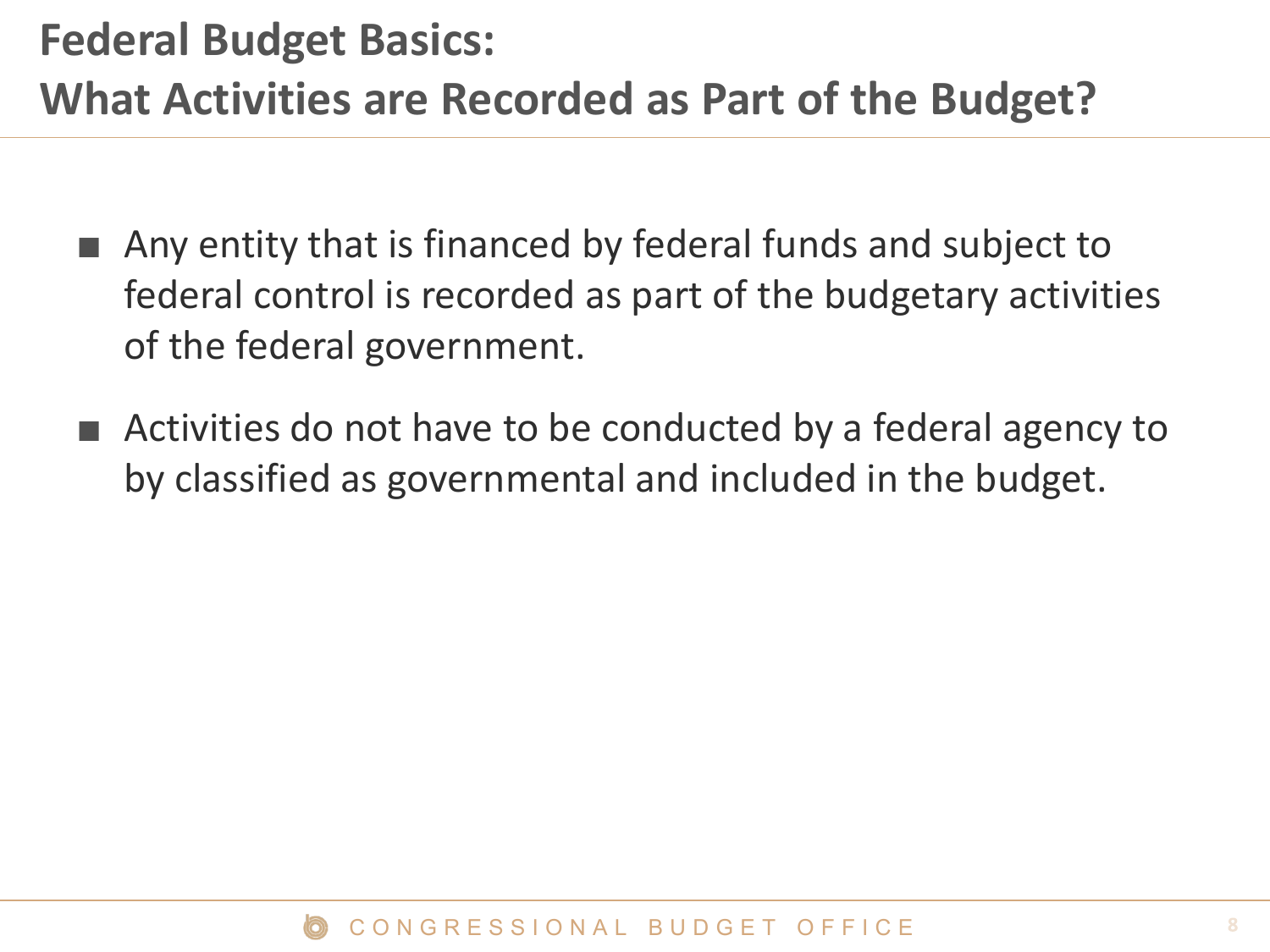# Federal Budget Basics: What Activities are Recorded as Part of the Budget?

- Any entity that is financed by federal funds and subject to federal control is recorded as part of the budgetary activities of the federal government.
- Activities do not have to be conducted by a federal agency to by classified as governmental and included in the budget.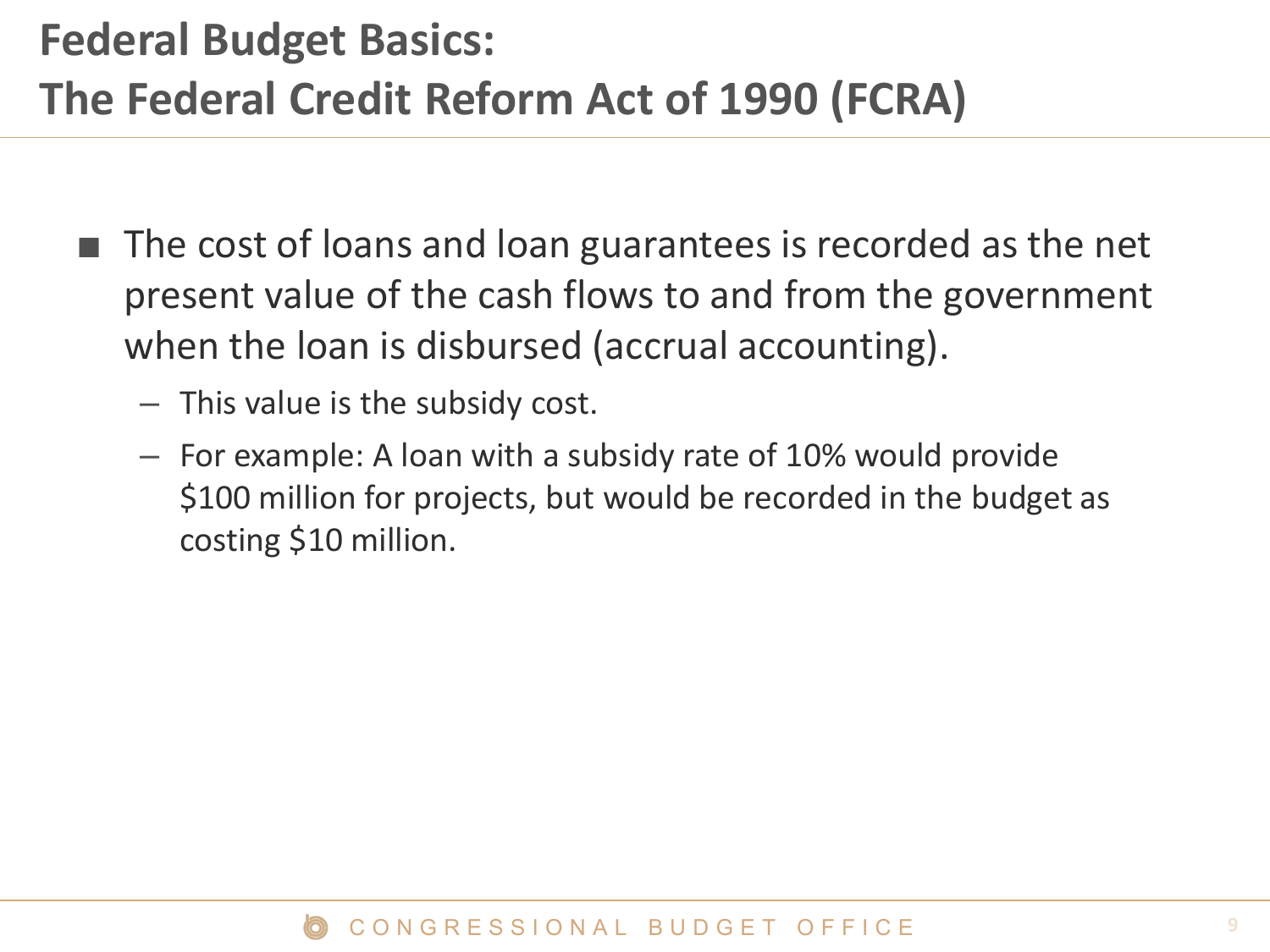# Federal Budget Basics: The Federal Credit Reform Act of 1990 (FCRA)

- The cost of loans and loan guarantees is recorded as the net present value of the cash flows to and from the government when the loan is disbursed (accrual accounting).
  - This value is the subsidy cost.
  - For example: A loan with a subsidy rate of 10% would provide $100 million for projects, but would be recorded in the budget as costing $10 million.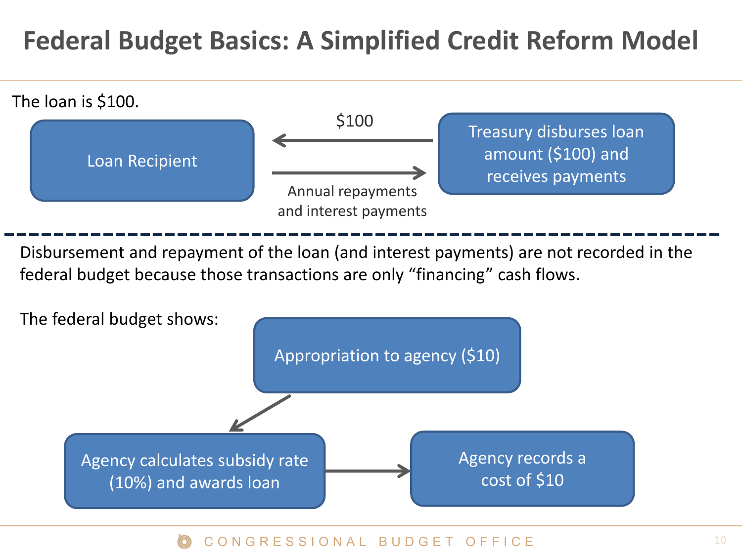# Federal Budget Basics: A Simplified Credit Reform Model

The loan is $100.

Loan Recipient

$100 ←

→ Annual repayments and interest payments

Treasury disburses loan amount ($100) and receives payments

---

Disbursement and repayment of the loan (and interest payments) are not recorded in the federal budget because those transactions are only "financing" cash flows.

The federal budget shows:

Appropriation to agency ($10)

↓

Agency calculates subsidy rate (10%) and awards loan → Agency records a cost of $10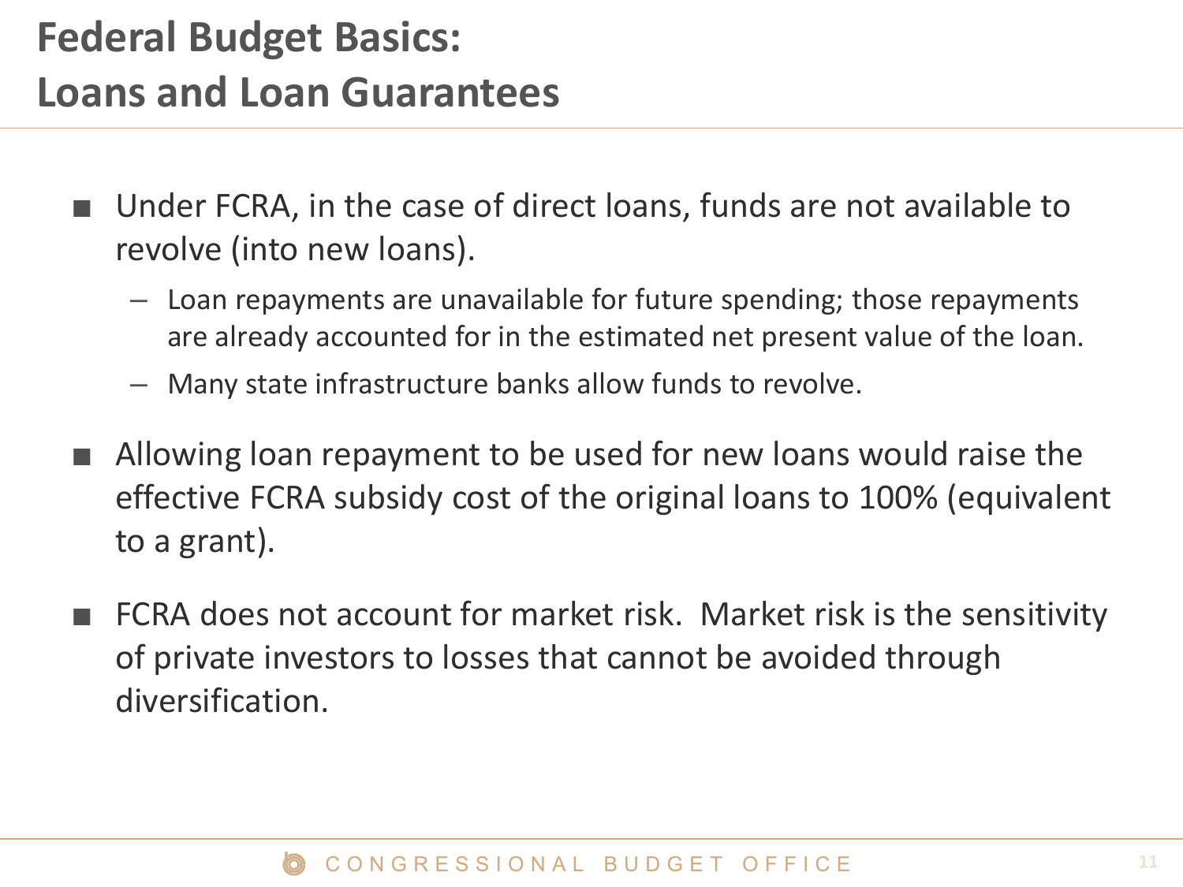# Federal Budget Basics: Loans and Loan Guarantees

- Under FCRA, in the case of direct loans, funds are not available to revolve (into new loans).
  - Loan repayments are unavailable for future spending; those repayments are already accounted for in the estimated net present value of the loan.
  - Many state infrastructure banks allow funds to revolve.
- Allowing loan repayment to be used for new loans would raise the effective FCRA subsidy cost of the original loans to 100% (equivalent to a grant).
- FCRA does not account for market risk. Market risk is the sensitivity of private investors to losses that cannot be avoided through diversification.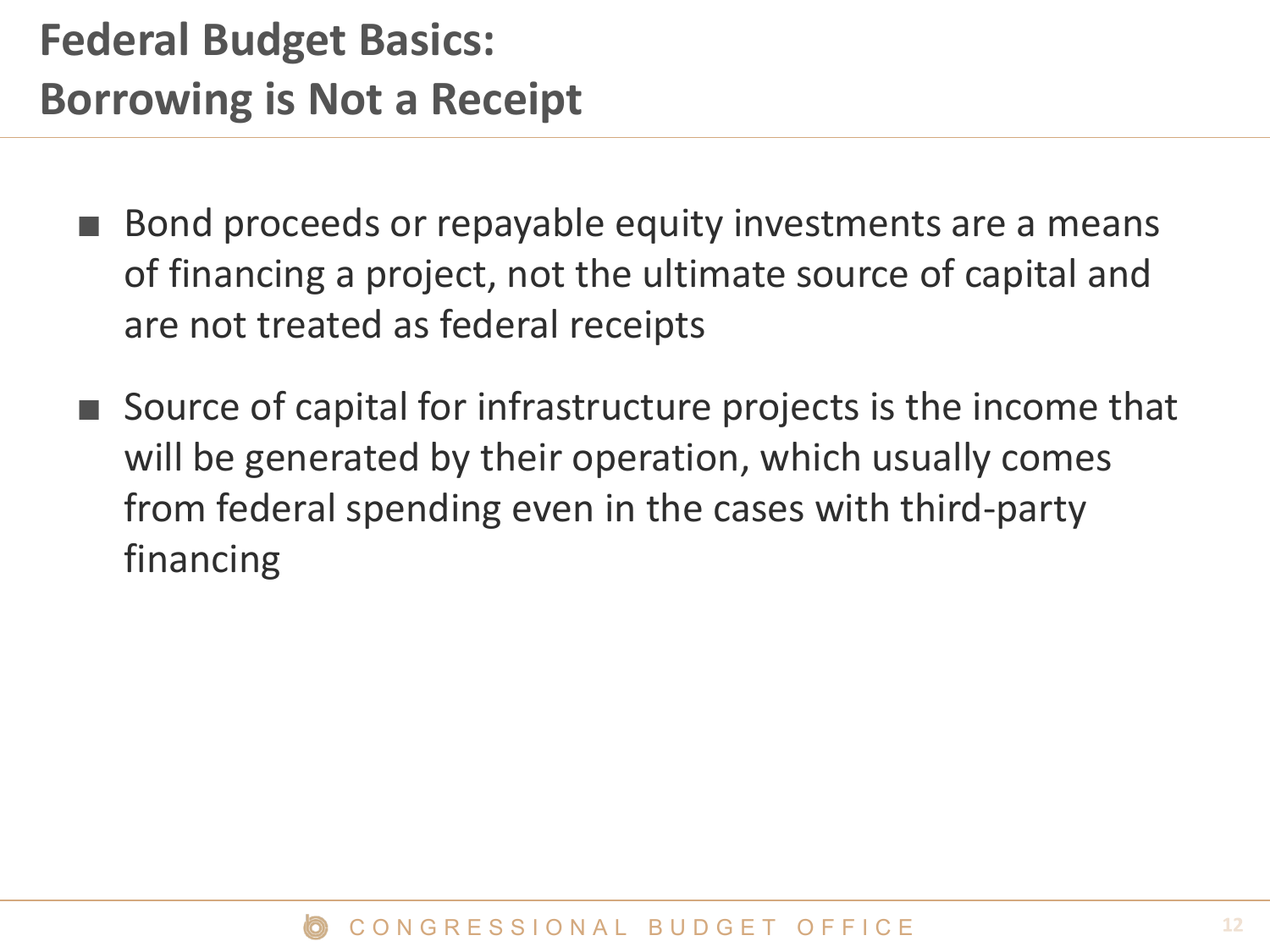# Federal Budget Basics: Borrowing is Not a Receipt

- Bond proceeds or repayable equity investments are a means of financing a project, not the ultimate source of capital and are not treated as federal receipts
- Source of capital for infrastructure projects is the income that will be generated by their operation, which usually comes from federal spending even in the cases with third-party financing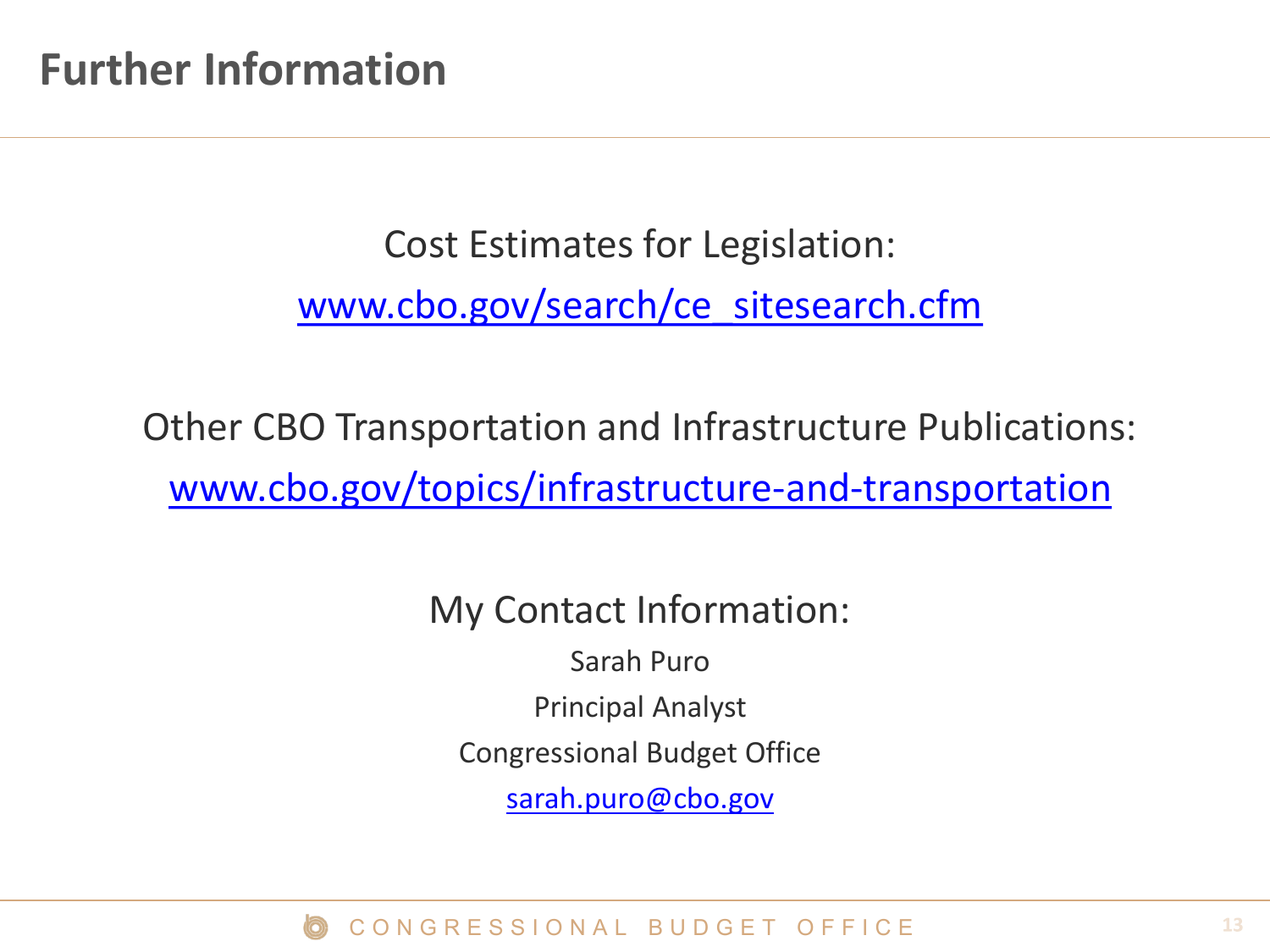# Further Information

Cost Estimates for Legislation:

www.cbo.gov/search/ce_sitesearch.cfm

Other CBO Transportation and Infrastructure Publications:

www.cbo.gov/topics/infrastructure-and-transportation

My Contact Information:

Sarah Puro

Principal Analyst

Congressional Budget Office

sarah.puro@cbo.gov